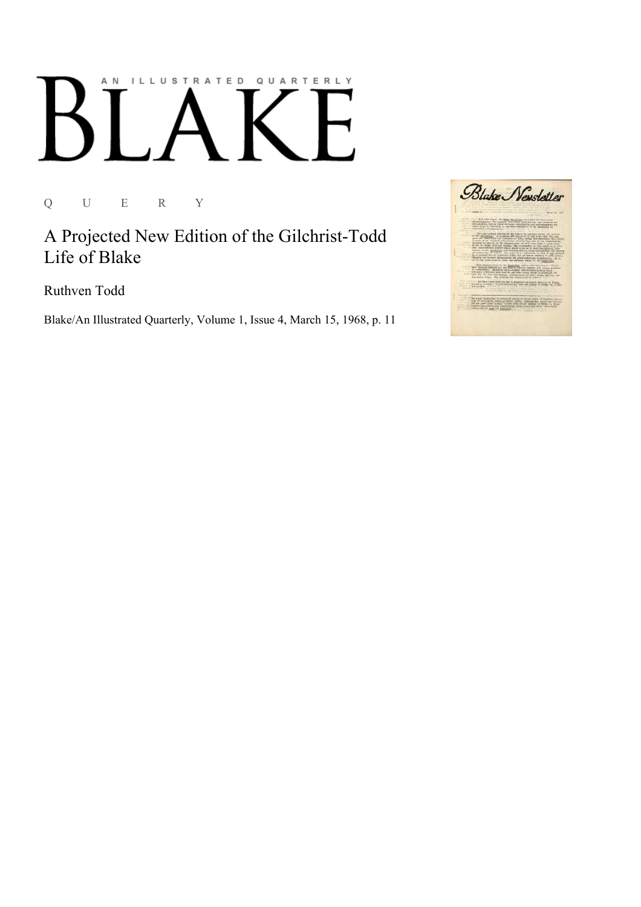AN ILLUSTRATED QUARTERLY

# BLAKE

Q U E R Y

## A Projected New Edition of the Gilchrist-Todd Life of Blake

Ruthven Todd

Blake/An Illustrated Quarterly, Volume 1, Issue 4, March 15, 1968, p. 11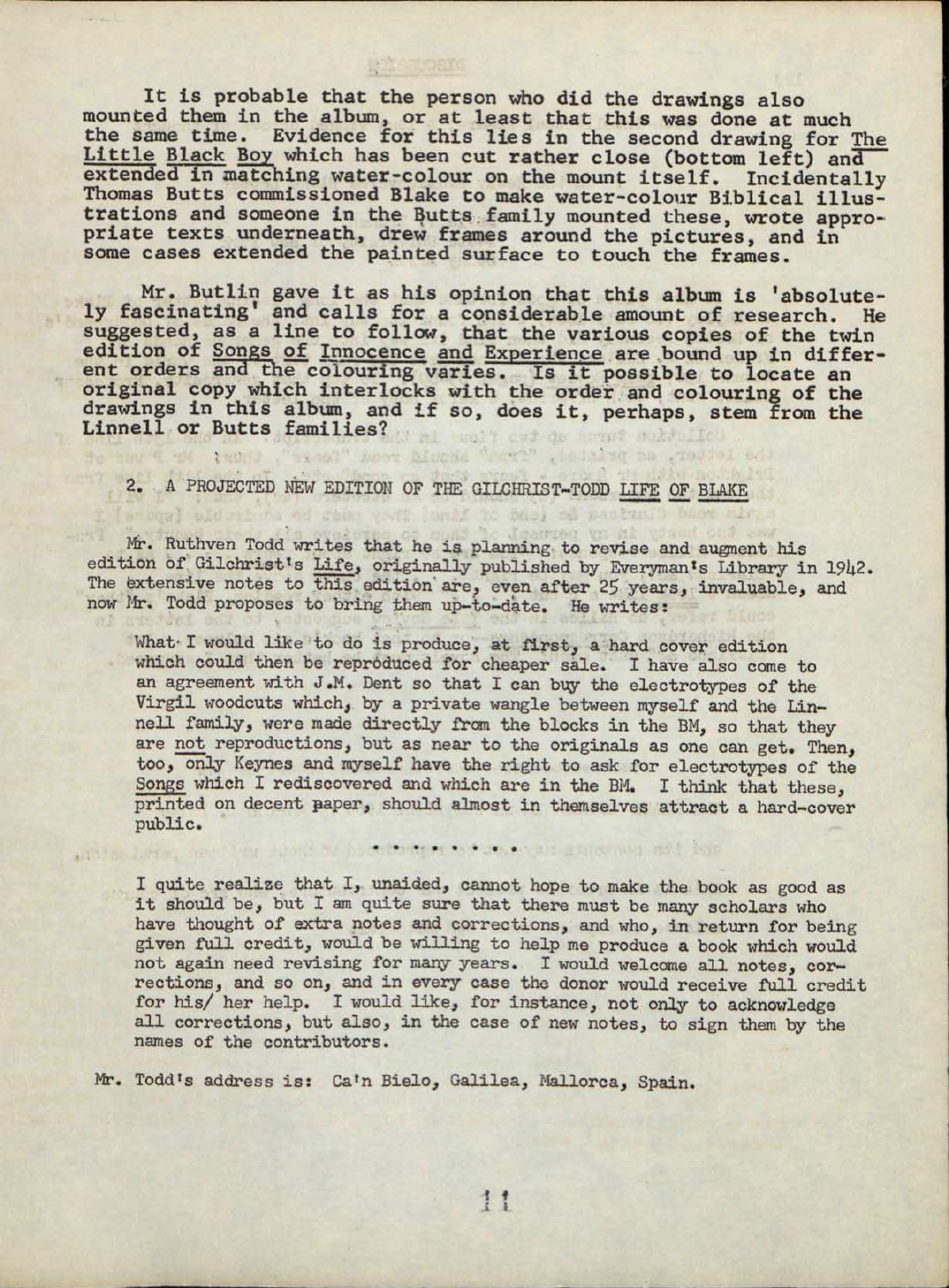It is probable that the person who did the drawings also mounted them in the album, or at least that this was done at much the same time. Evidence for this lies in the second drawing for The Little Black Boy which has been cut rather close (bottom left) and extended in matching water-colour on the mount itself. Incidentally Thomas Butts commissioned Blake to make water-colour Biblical illustrations and someone in the Butts family mounted these, wrote appropriate texts underneath, drew frames around the pictures, and in some cases extended the painted surface to touch the frames.

Mr. Butlin gave it as his opinion that this album is 'absolutely fascinating' and calls for a considerable amount of research. He suggested, as a line to follow, that the various copies of the twin edition of Songs of Innocence and Experience are bound up in different orders and the colouring varies. Is it possible to locate an original copy which interlocks with the order and colouring of the drawings in this album, and if so, does it, perhaps, stem from the Linnell or Butts families?

## 2. A PROJECTED NEW EDITION OF THE GILCHRIST-TODD LIFE OF BLAKE

Mr. Ruthven Todd writes that he is planning to revise and augment his edition of Gilchrist's Life, originally published by Everyman's Library in 1942. The extensive notes to this edition are, even after 25 years, invaluable, and now Mr. Todd proposes to bring them up-to-date. He writes:

> What I would like to do is produce, at first, a hard cover edition which could then be reproduced for cheaper sale. I have also come to an agreement with J.M. Dent so that I can buy the electrotypes of the Virgil woodcuts which, by a private wangle between myself and the Linnell family, were made directly from the blocks in the BM, so that they are not reproductions, but as near to the originals as one can get. Then, too, only Keynes and myself have the right to ask for electrotypes of the Songs which I rediscovered and which are in the BM. I think that these, printed on decent paper, should almost in themselves attract a hard-cover public.
>
> . . . . . . . .
>
> I quite realize that I, unaided, cannot hope to make the book as good as it should be, but I am quite sure that there must be many scholars who have thought of extra notes and corrections, and who, in return for being given full credit, would be willing to help me produce a book which would not again need revising for many years. I would welcome all notes, corrections, and so on, and in every case the donor would receive full credit for his/ her help. I would like, for instance, not only to acknowledge all corrections, but also, in the case of new notes, to sign them by the names of the contributors.

Mr. Todd's address is: Ca'n Bielo, Galilea, Mallorca, Spain.